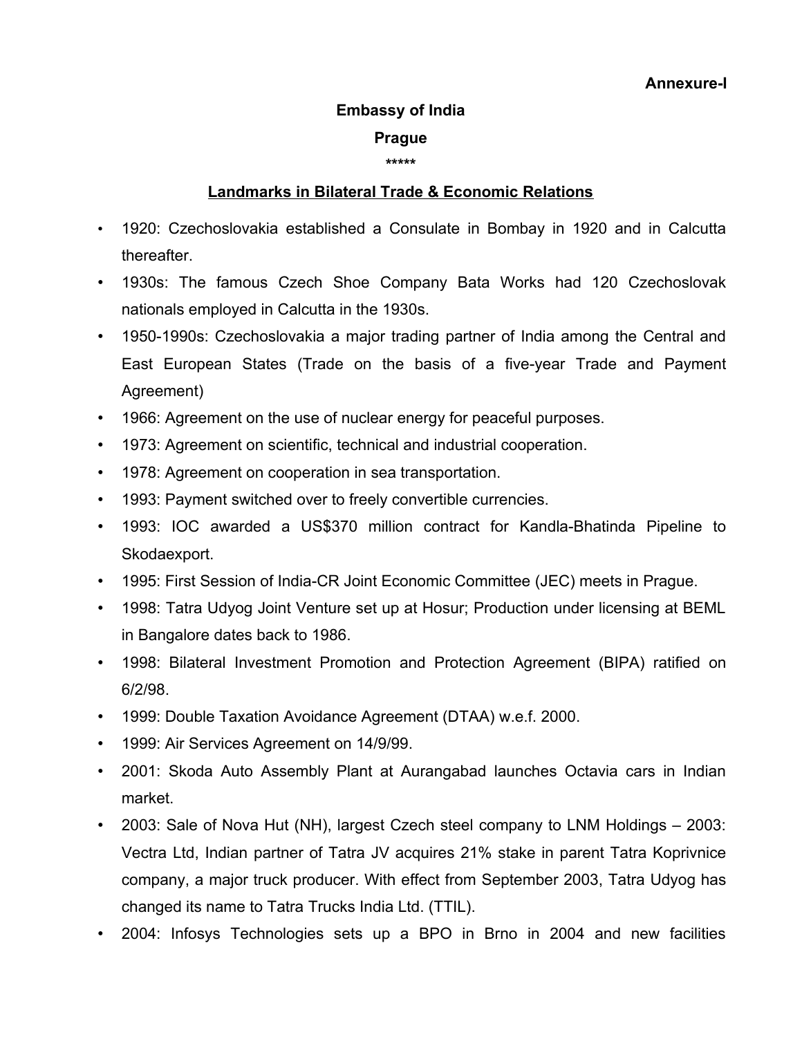**Annexure-I**

**Embassy of India**

**Prague**

**\*\*\*\*\***

**Landmarks in Bilateral Trade & Economic Relations**

- 1920: Czechoslovakia established a Consulate in Bombay in 1920 and in Calcutta thereafter.
- 1930s: The famous Czech Shoe Company Bata Works had 120 Czechoslovak nationals employed in Calcutta in the 1930s.
- 1950-1990s: Czechoslovakia a major trading partner of India among the Central and East European States (Trade on the basis of a five-year Trade and Payment Agreement)
- 1966: Agreement on the use of nuclear energy for peaceful purposes.
- 1973: Agreement on scientific, technical and industrial cooperation.
- 1978: Agreement on cooperation in sea transportation.
- 1993: Payment switched over to freely convertible currencies.
- 1993: IOC awarded a US$370 million contract for Kandla-Bhatinda Pipeline to Skodaexport.
- 1995: First Session of India-CR Joint Economic Committee (JEC) meets in Prague.
- 1998: Tatra Udyog Joint Venture set up at Hosur; Production under licensing at BEML in Bangalore dates back to 1986.
- 1998: Bilateral Investment Promotion and Protection Agreement (BIPA) ratified on 6/2/98.
- 1999: Double Taxation Avoidance Agreement (DTAA) w.e.f. 2000.
- 1999: Air Services Agreement on 14/9/99.
- 2001: Skoda Auto Assembly Plant at Aurangabad launches Octavia cars in Indian market.
- 2003: Sale of Nova Hut (NH), largest Czech steel company to LNM Holdings – 2003: Vectra Ltd, Indian partner of Tatra JV acquires 21% stake in parent Tatra Koprivnice company, a major truck producer. With effect from September 2003, Tatra Udyog has changed its name to Tatra Trucks India Ltd. (TTIL).
- 2004: Infosys Technologies sets up a BPO in Brno in 2004 and new facilities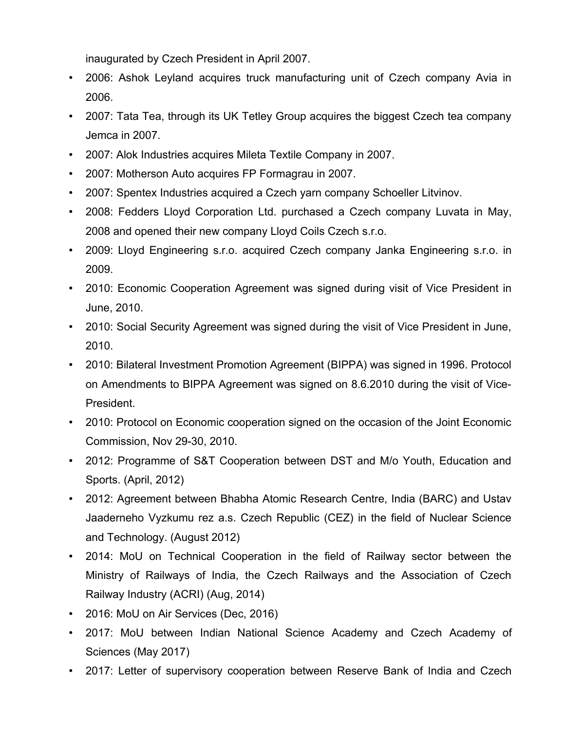inaugurated by Czech President in April 2007.

- 2006: Ashok Leyland acquires truck manufacturing unit of Czech company Avia in 2006.
- 2007: Tata Tea, through its UK Tetley Group acquires the biggest Czech tea company Jemca in 2007.
- 2007: Alok Industries acquires Mileta Textile Company in 2007.
- 2007: Motherson Auto acquires FP Formagrau in 2007.
- 2007: Spentex Industries acquired a Czech yarn company Schoeller Litvinov.
- 2008: Fedders Lloyd Corporation Ltd. purchased a Czech company Luvata in May, 2008 and opened their new company Lloyd Coils Czech s.r.o.
- 2009: Lloyd Engineering s.r.o. acquired Czech company Janka Engineering s.r.o. in 2009.
- 2010: Economic Cooperation Agreement was signed during visit of Vice President in June, 2010.
- 2010: Social Security Agreement was signed during the visit of Vice President in June, 2010.
- 2010: Bilateral Investment Promotion Agreement (BIPPA) was signed in 1996. Protocol on Amendments to BIPPA Agreement was signed on 8.6.2010 during the visit of Vice-President.
- 2010: Protocol on Economic cooperation signed on the occasion of the Joint Economic Commission, Nov 29-30, 2010.
- 2012: Programme of S&T Cooperation between DST and M/o Youth, Education and Sports. (April, 2012)
- 2012: Agreement between Bhabha Atomic Research Centre, India (BARC) and Ustav Jaaderneho Vyzkumu rez a.s. Czech Republic (CEZ) in the field of Nuclear Science and Technology. (August 2012)
- 2014: MoU on Technical Cooperation in the field of Railway sector between the Ministry of Railways of India, the Czech Railways and the Association of Czech Railway Industry (ACRI) (Aug, 2014)
- 2016: MoU on Air Services (Dec, 2016)
- 2017: MoU between Indian National Science Academy and Czech Academy of Sciences (May 2017)
- 2017: Letter of supervisory cooperation between Reserve Bank of India and Czech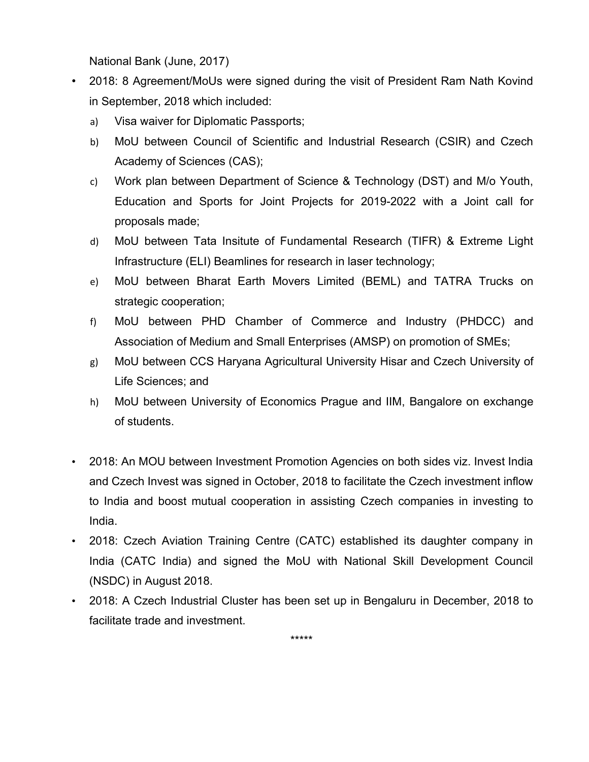National Bank (June, 2017)

- 2018: 8 Agreement/MoUs were signed during the visit of President Ram Nath Kovind in September, 2018 which included:
  a) Visa waiver for Diplomatic Passports;
  b) MoU between Council of Scientific and Industrial Research (CSIR) and Czech Academy of Sciences (CAS);
  c) Work plan between Department of Science & Technology (DST) and M/o Youth, Education and Sports for Joint Projects for 2019-2022 with a Joint call for proposals made;
  d) MoU between Tata Insitute of Fundamental Research (TIFR) & Extreme Light Infrastructure (ELI) Beamlines for research in laser technology;
  e) MoU between Bharat Earth Movers Limited (BEML) and TATRA Trucks on strategic cooperation;
  f) MoU between PHD Chamber of Commerce and Industry (PHDCC) and Association of Medium and Small Enterprises (AMSP) on promotion of SMEs;
  g) MoU between CCS Haryana Agricultural University Hisar and Czech University of Life Sciences; and
  h) MoU between University of Economics Prague and IIM, Bangalore on exchange of students.

- 2018: An MOU between Investment Promotion Agencies on both sides viz. Invest India and Czech Invest was signed in October, 2018 to facilitate the Czech investment inflow to India and boost mutual cooperation in assisting Czech companies in investing to India.
- 2018: Czech Aviation Training Centre (CATC) established its daughter company in India (CATC India) and signed the MoU with National Skill Development Council (NSDC) in August 2018.
- 2018: A Czech Industrial Cluster has been set up in Bengaluru in December, 2018 to facilitate trade and investment.

*****